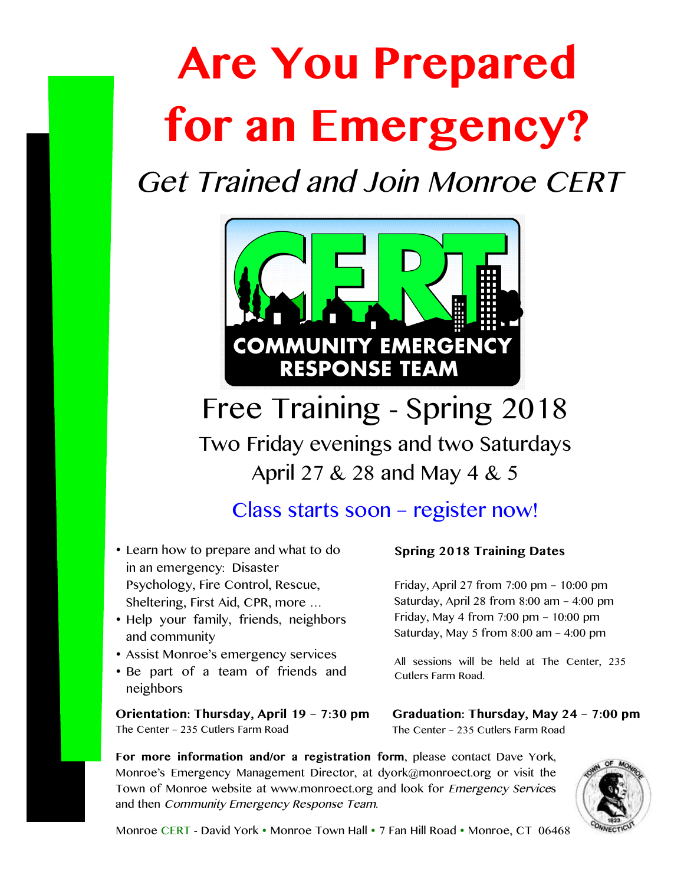# Are You Prepared for an Emergency?

## *Get Trained and Join Monroe CERT*

COMMUNITY EMERGENCY RESPONSE TEAM

## Free Training - Spring 2018

Two Friday evenings and two Saturdays
April 27 & 28 and May 4 & 5

### Class starts soon – register now!

- Learn how to prepare and what to do in an emergency: Disaster Psychology, Fire Control, Rescue, Sheltering, First Aid, CPR, more ...
- Help your family, friends, neighbors and community
- Assist Monroe's emergency services
- Be part of a team of friends and neighbors

**Spring 2018 Training Dates**

Friday, April 27 from 7:00 pm – 10:00 pm
Saturday, April 28 from 8:00 am – 4:00 pm
Friday, May 4 from 7:00 pm – 10:00 pm
Saturday, May 5 from 8:00 am – 4:00 pm

All sessions will be held at The Center, 235 Cutlers Farm Road.

**Orientation: Thursday, April 19 – 7:30 pm**
The Center – 235 Cutlers Farm Road

**Graduation: Thursday, May 24 – 7:00 pm**
The Center – 235 Cutlers Farm Road

**For more information and/or a registration form**, please contact Dave York, Monroe's Emergency Management Director, at dyork@monroect.org or visit the Town of Monroe website at www.monroect.org and look for *Emergency Services* and then *Community Emergency Response Team*.

Monroe CERT - David York • Monroe Town Hall • 7 Fan Hill Road • Monroe, CT 06468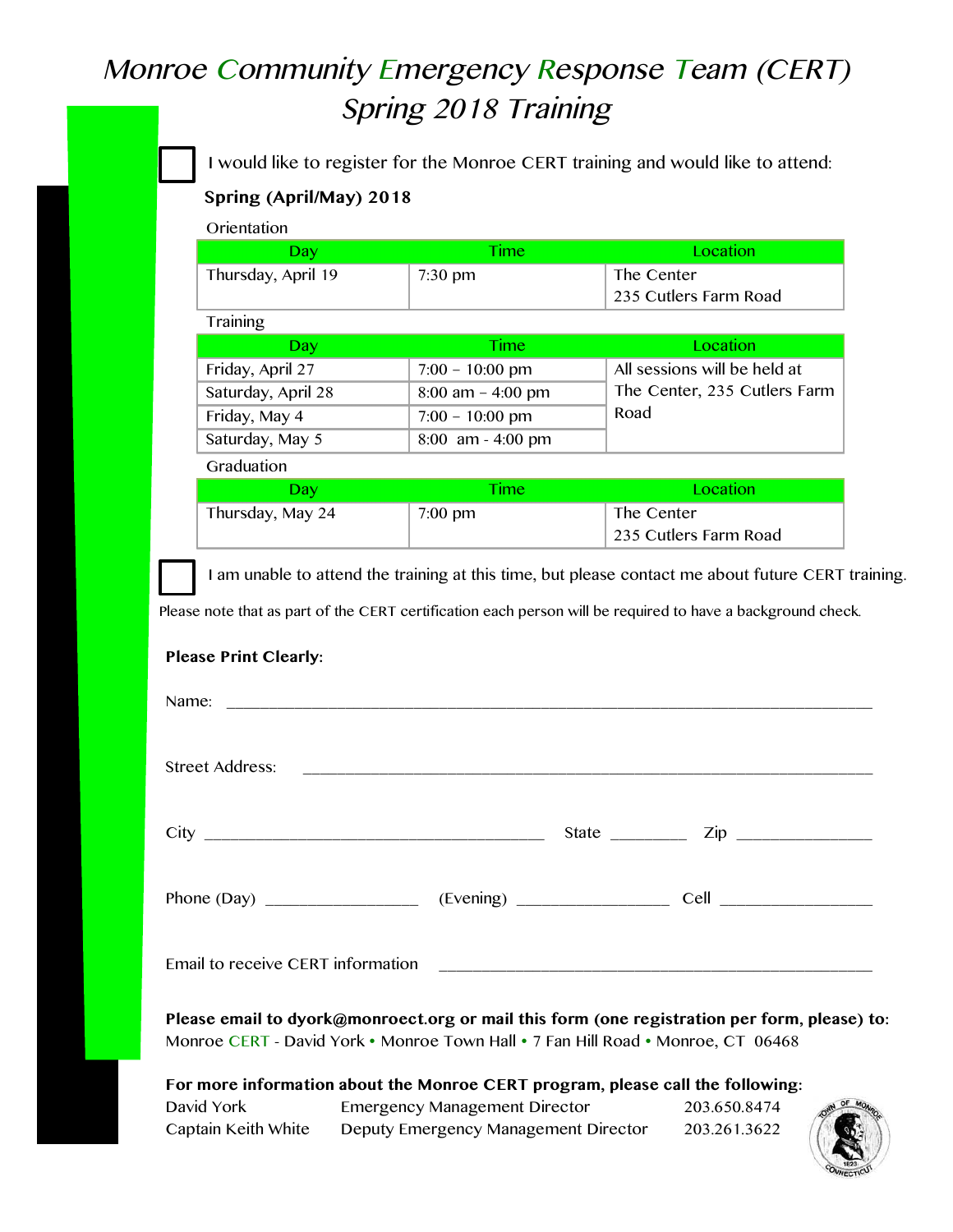# Monroe Community Emergency Response Team (CERT)
## Spring 2018 Training

☐ I would like to register for the Monroe CERT training and would like to attend:

**Spring (April/May) 2018**

Orientation

| Day | Time | Location |
|---|---|---|
| Thursday, April 19 | 7:30 pm | The Center<br>235 Cutlers Farm Road |

Training

| Day | Time | Location |
|---|---|---|
| Friday, April 27 | 7:00 – 10:00 pm | All sessions will be held at The Center, 235 Cutlers Farm Road |
| Saturday, April 28 | 8:00 am – 4:00 pm | |
| Friday, May 4 | 7:00 – 10:00 pm | |
| Saturday, May 5 | 8:00 am - 4:00 pm | |

Graduation

| Day | Time | Location |
|---|---|---|
| Thursday, May 24 | 7:00 pm | The Center<br>235 Cutlers Farm Road |

☐ I am unable to attend the training at this time, but please contact me about future CERT training.

Please note that as part of the CERT certification each person will be required to have a background check.

**Please Print Clearly:**

Name: ___________________________________________________________________________

Street Address: ___________________________________________________________________

City ________________________________________ State _________ Zip ________________

Phone (Day) _________________ (Evening) _________________ Cell _________________

Email to receive CERT information ________________________________________________

**Please email to dyork@monroect.org or mail this form (one registration per form, please) to:**
Monroe CERT - David York • Monroe Town Hall • 7 Fan Hill Road • Monroe, CT 06468

**For more information about the Monroe CERT program, please call the following:**

| | | |
|---|---|---|
| David York | Emergency Management Director | 203.650.8474 |
| Captain Keith White | Deputy Emergency Management Director | 203.261.3622 |